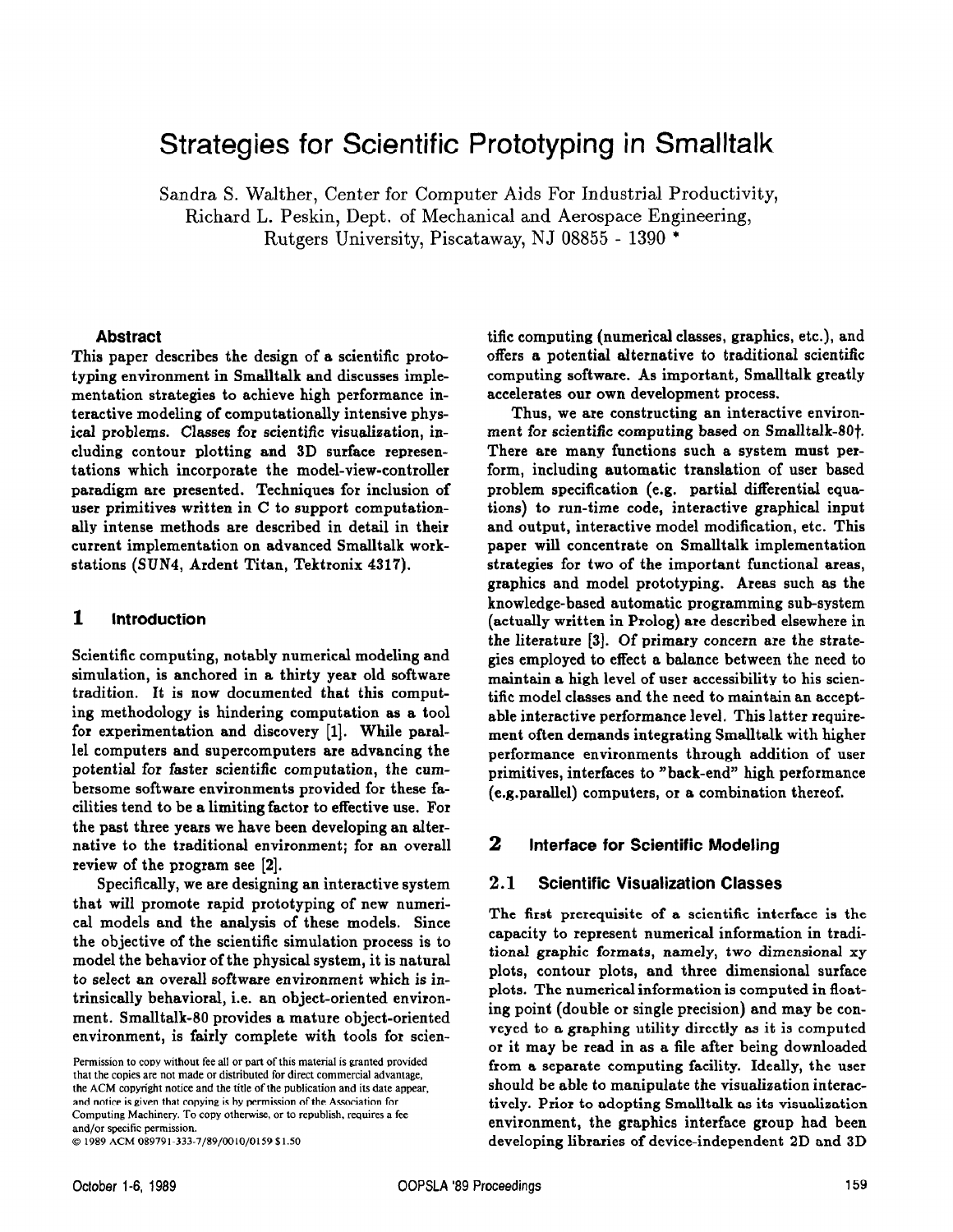# Strategies for Scientific Prototyping in Smalltalk

Sandra S. Walther, Center for Computer Aids For Industrial Productivity,
Richard L. Peskin, Dept. of Mechanical and Aerospace Engineering,
Rutgers University, Piscataway, NJ 08855 - 1390 *

### Abstract

This paper describes the design of a scientific prototyping environment in Smalltalk and discusses implementation strategies to achieve high performance interactive modeling of computationally intensive physical problems. Classes for scientific visualization, including contour plotting and 3D surface representations which incorporate the model-view-controller paradigm are presented. Techniques for inclusion of user primitives written in C to support computationally intense methods are described in detail in their current implementation on advanced Smalltalk workstations (SUN4, Ardent Titan, Tektronix 4317).

## 1 Introduction

Scientific computing, notably numerical modeling and simulation, is anchored in a thirty year old software tradition. It is now documented that this computing methodology is hindering computation as a tool for experimentation and discovery [1]. While parallel computers and supercomputers are advancing the potential for faster scientific computation, the cumbersome software environments provided for these facilities tend to be a limiting factor to effective use. For the past three years we have been developing an alternative to the traditional environment; for an overall review of the program see [2].

Specifically, we are designing an interactive system that will promote rapid prototyping of new numerical models and the analysis of these models. Since the objective of the scientific simulation process is to model the behavior of the physical system, it is natural to select an overall software environment which is intrinsically behavioral, i.e. an object-oriented environment. Smalltalk-80 provides a mature object-oriented environment, is fairly complete with tools for scientific computing (numerical classes, graphics, etc.), and offers a potential alternative to traditional scientific computing software. As important, Smalltalk greatly accelerates our own development process.

Thus, we are constructing an interactive environment for scientific computing based on Smalltalk-80†. There are many functions such a system must perform, including automatic translation of user based problem specification (e.g. partial differential equations) to run-time code, interactive graphical input and output, interactive model modification, etc. This paper will concentrate on Smalltalk implementation strategies for two of the important functional areas, graphics and model prototyping. Areas such as the knowledge-based automatic programming sub-system (actually written in Prolog) are described elsewhere in the literature [3]. Of primary concern are the strategies employed to effect a balance between the need to maintain a high level of user accessibility to his scientific model classes and the need to maintain an acceptable interactive performance level. This latter requirement often demands integrating Smalltalk with higher performance environments through addition of user primitives, interfaces to "back-end" high performance (e.g.parallel) computers, or a combination thereof.

## 2 Interface for Scientific Modeling

### 2.1 Scientific Visualization Classes

The first prerequisite of a scientific interface is the capacity to represent numerical information in traditional graphic formats, namely, two dimensional xy plots, contour plots, and three dimensional surface plots. The numerical information is computed in floating point (double or single precision) and may be conveyed to a graphing utility directly as it is computed or it may be read in as a file after being downloaded from a separate computing facility. Ideally, the user should be able to manipulate the visualization interactively. Prior to adopting Smalltalk as its visualization environment, the graphics interface group had been developing libraries of device-independent 2D and 3D

Permission to copy without fee all or part of this material is granted provided that the copies are not made or distributed for direct commercial advantage, the ACM copyright notice and the title of the publication and its date appear, and notice is given that copying is by permission of the Association for Computing Machinery. To copy otherwise, or to republish, requires a fee and/or specific permission.
© 1989 ACM 089791-333-7/89/0010/0159 $1.50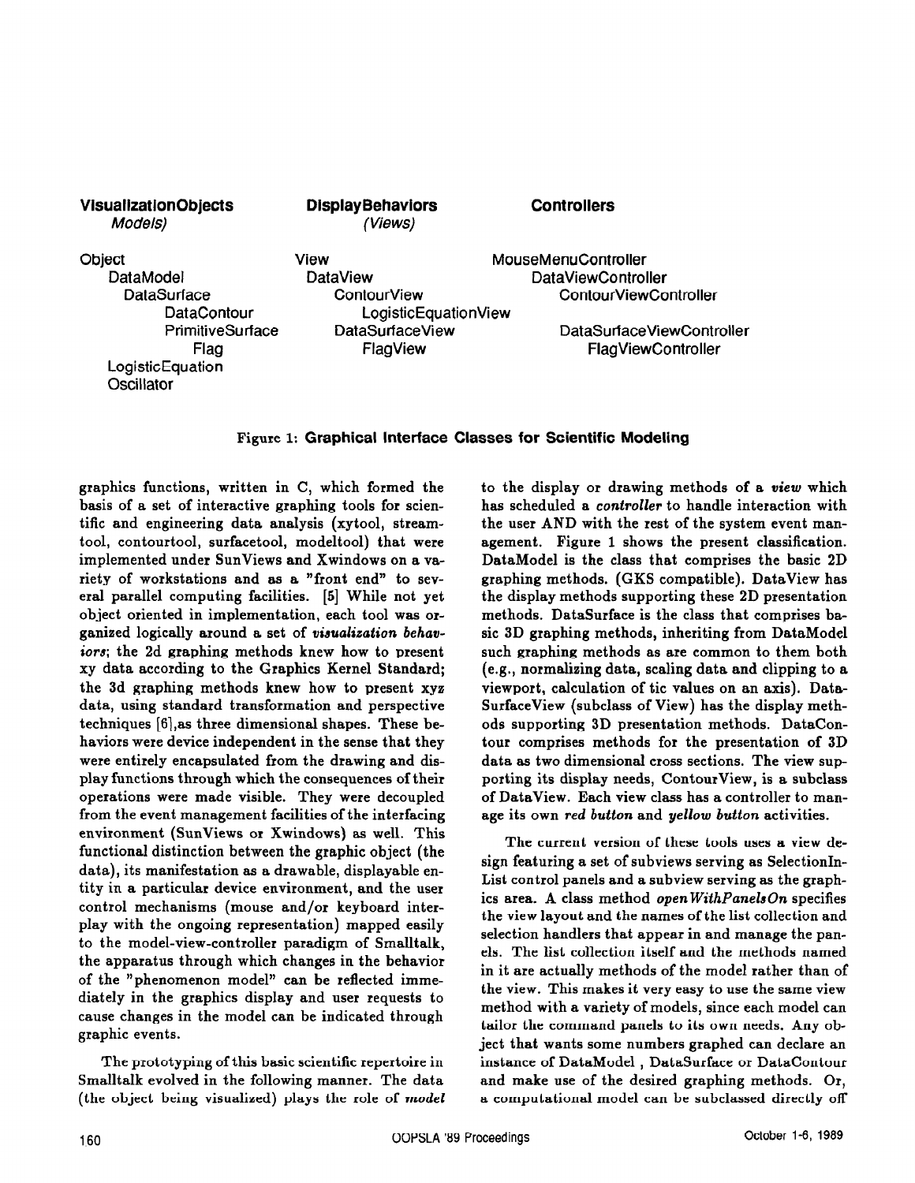| **VisualizationObjects** *Models)* | **DisplayBehaviors** *(Views)* | **Controllers** |
|---|---|---|
| Object | View | MouseMenuController |
| DataModel | DataView | DataViewController |
| DataSurface | ContourView | ContourViewController |
| DataContour | LogisticEquationView | |
| PrimitiveSurface | DataSurfaceView | DataSurfaceViewController |
| Flag | FlagView | FlagViewController |
| LogisticEquation | | |
| Oscillator | | |

Figure 1: **Graphical Interface Classes for Scientific Modeling**

graphics functions, written in C, which formed the basis of a set of interactive graphing tools for scientific and engineering data analysis (xytool, streamtool, contourtool, surfacetool, modeltool) that were implemented under SunViews and Xwindows on a variety of workstations and as a "front end" to several parallel computing facilities. [5] While not yet object oriented in implementation, each tool was organized logically around a set of ***visualization behaviors***; the 2d graphing methods knew how to present xy data according to the Graphics Kernel Standard; the 3d graphing methods knew how to present xyz data, using standard transformation and perspective techniques [6],as three dimensional shapes. These behaviors were device independent in the sense that they were entirely encapsulated from the drawing and display functions through which the consequences of their operations were made visible. They were decoupled from the event management facilities of the interfacing environment (SunViews or Xwindows) as well. This functional distinction between the graphic object (the data), its manifestation as a drawable, displayable entity in a particular device environment, and the user control mechanisms (mouse and/or keyboard interplay with the ongoing representation) mapped easily to the model-view-controller paradigm of Smalltalk, the apparatus through which changes in the behavior of the "phenomenon model" can be reflected immediately in the graphics display and user requests to cause changes in the model can be indicated through graphic events.

The prototyping of this basic scientific repertoire in Smalltalk evolved in the following manner. The data (the object being visualized) plays the role of ***model*** to the display or drawing methods of a ***view*** which has scheduled a ***controller*** to handle interaction with the user AND with the rest of the system event management. Figure 1 shows the present classification. DataModel is the class that comprises the basic 2D graphing methods. (GKS compatible). DataView has the display methods supporting these 2D presentation methods. DataSurface is the class that comprises basic 3D graphing methods, inheriting from DataModel such graphing methods as are common to them both (e.g., normalizing data, scaling data and clipping to a viewport, calculation of tic values on an axis). DataSurfaceView (subclass of View) has the display methods supporting 3D presentation methods. DataContour comprises methods for the presentation of 3D data as two dimensional cross sections. The view supporting its display needs, ContourView, is a subclass of DataView. Each view class has a controller to manage its own ***red button*** and ***yellow button*** activities.

The current version of these tools uses a view design featuring a set of subviews serving as SelectionInList control panels and a subview serving as the graphics area. A class method ***openWithPanelsOn*** specifies the view layout and the names of the list collection and selection handlers that appear in and manage the panels. The list collection itself and the methods named in it are actually methods of the model rather than of the view. This makes it very easy to use the same view method with a variety of models, since each model can tailor the command panels to its own needs. Any object that wants some numbers graphed can declare an instance of DataModel , DataSurface or DataContour and make use of the desired graphing methods. Or, a computational model can be subclassed directly off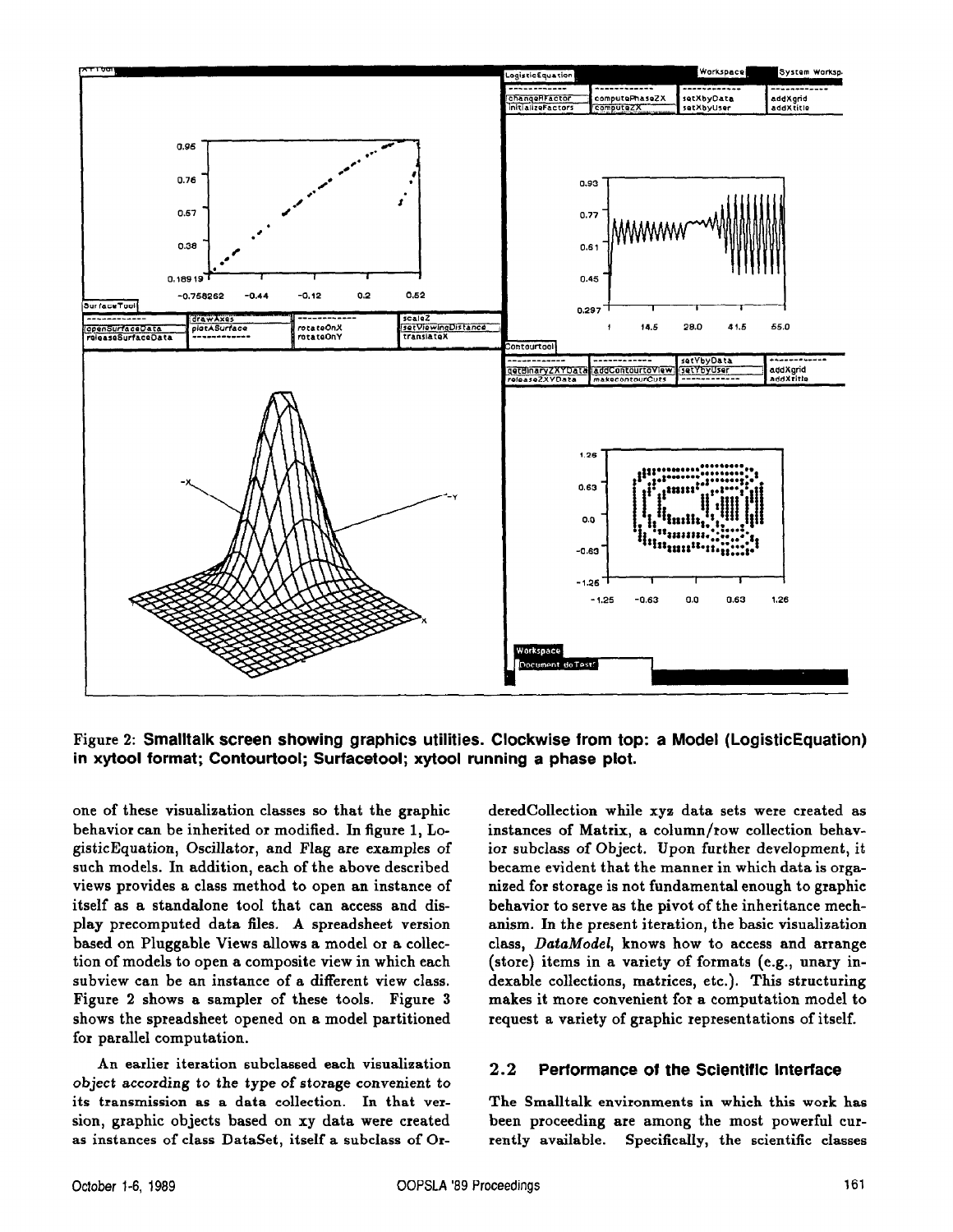Figure 2: **Smalltalk screen showing graphics utilities. Clockwise from top: a Model (LogisticEquation) in xytool format; Contourtool; Surfacetool; xytool running a phase plot.**

one of these visualization classes so that the graphic behavior can be inherited or modified. In figure 1, LogisticEquation, Oscillator, and Flag are examples of such models. In addition, each of the above described views provides a class method to open an instance of itself as a standalone tool that can access and display precomputed data files. A spreadsheet version based on Pluggable Views allows a model or a collection of models to open a composite view in which each subview can be an instance of a different view class. Figure 2 shows a sampler of these tools. Figure 3 shows the spreadsheet opened on a model partitioned for parallel computation.

An earlier iteration subclassed each visualization object according to the type of storage convenient to its transmission as a data collection. In that version, graphic objects based on xy data were created as instances of class DataSet, itself a subclass of OrderedCollection while xyz data sets were created as instances of Matrix, a column/row collection behavior subclass of Object. Upon further development, it became evident that the manner in which data is organized for storage is not fundamental enough to graphic behavior to serve as the pivot of the inheritance mechanism. In the present iteration, the basic visualization class, *DataModel*, knows how to access and arrange (store) items in a variety of formats (e.g., unary indexable collections, matrices, etc.). This structuring makes it more convenient for a computation model to request a variety of graphic representations of itself.

## 2.2 Performance of the Scientific Interface

The Smalltalk environments in which this work has been proceeding are among the most powerful currently available. Specifically, the scientific classes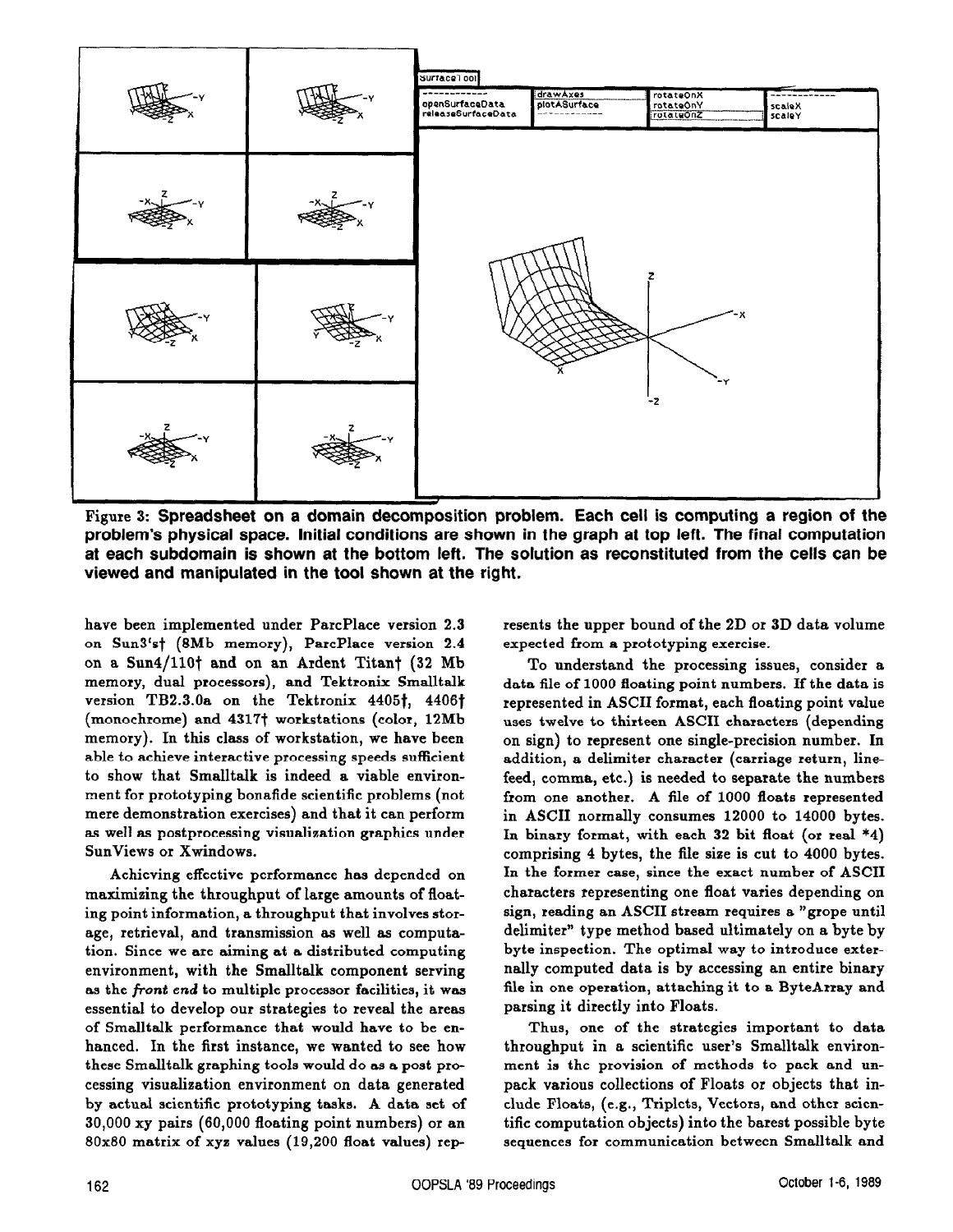Figure 3: **Spreadsheet on a domain decomposition problem. Each cell is computing a region of the problem's physical space. Initial conditions are shown in the graph at top left. The final computation at each subdomain is shown at the bottom left. The solution as reconstituted from the cells can be viewed and manipulated in the tool shown at the right.**

have been implemented under ParcPlace version 2.3 on Sun3's† (8Mb memory), ParcPlace version 2.4 on a Sun4/110† and on an Ardent Titan† (32 Mb memory, dual processors), and Tektronix Smalltalk version TB2.3.0a on the Tektronix 4405†, 4406† (monochrome) and 4317† workstations (color, 12Mb memory). In this class of workstation, we have been able to achieve interactive processing speeds sufficient to show that Smalltalk is indeed a viable environment for prototyping bonafide scientific problems (not mere demonstration exercises) and that it can perform as well as postprocessing visualization graphics under SunViews or Xwindows.

Achieving effective performance has depended on maximizing the throughput of large amounts of floating point information, a throughput that involves storage, retrieval, and transmission as well as computation. Since we are aiming at a distributed computing environment, with the Smalltalk component serving as the *front end* to multiple processor facilities, it was essential to develop our strategies to reveal the areas of Smalltalk performance that would have to be enhanced. In the first instance, we wanted to see how these Smalltalk graphing tools would do as a post processing visualization environment on data generated by actual scientific prototyping tasks. A data set of 30,000 xy pairs (60,000 floating point numbers) or an 80x80 matrix of xyz values (19,200 float values) represents the upper bound of the 2D or 3D data volume expected from a prototyping exercise.

To understand the processing issues, consider a data file of 1000 floating point numbers. If the data is represented in ASCII format, each floating point value uses twelve to thirteen ASCII characters (depending on sign) to represent one single-precision number. In addition, a delimiter character (carriage return, linefeed, comma, etc.) is needed to separate the numbers from one another. A file of 1000 floats represented in ASCII normally consumes 12000 to 14000 bytes. In binary format, with each 32 bit float (or real *4) comprising 4 bytes, the file size is cut to 4000 bytes. In the former case, since the exact number of ASCII characters representing one float varies depending on sign, reading an ASCII stream requires a "grope until delimiter" type method based ultimately on a byte by byte inspection. The optimal way to introduce externally computed data is by accessing an entire binary file in one operation, attaching it to a ByteArray and parsing it directly into Floats.

Thus, one of the strategies important to data throughput in a scientific user's Smalltalk environment is the provision of methods to pack and unpack various collections of Floats or objects that include Floats, (e.g., Triplets, Vectors, and other scientific computation objects) into the barest possible byte sequences for communication between Smalltalk and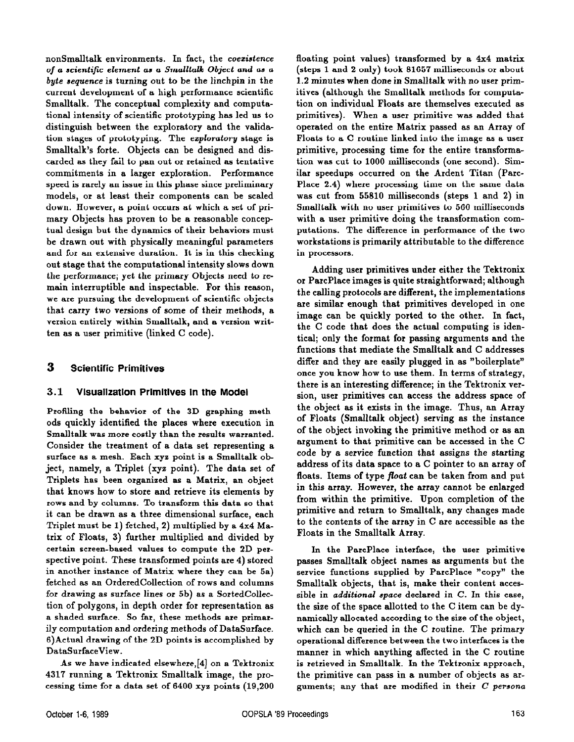nonSmalltalk environments. In fact, the *coexistence of a scientific element as a Smalltalk Object and as a byte sequence* is turning out to be the linchpin in the current development of a high performance scientific Smalltalk. The conceptual complexity and computational intensity of scientific prototyping has led us to distinguish between the exploratory and the validation stages of prototyping. The *exploratory* stage is Smalltalk's forte. Objects can be designed and discarded as they fail to pan out or retained as tentative commitments in a larger exploration. Performance speed is rarely an issue in this phase since preliminary models, or at least their components can be scaled down. However, a point occurs at which a set of primary Objects has proven to be a reasonable conceptual design but the dynamics of their behaviors must be drawn out with physically meaningful parameters and for an extensive duration. It is in this checking out stage that the computational intensity slows down the performance; yet the primary Objects need to remain interruptible and inspectable. For this reason, we are pursuing the development of scientific objects that carry two versions of some of their methods, a version entirely within Smalltalk, and a version written as a user primitive (linked C code).

## 3 Scientific Primitives

### 3.1 Visualization Primitives in the Model

Profiling the behavior of the 3D graphing methods quickly identified the places where execution in Smalltalk was more costly than the results warranted. Consider the treatment of a data set representing a surface as a mesh. Each xyz point is a Smalltalk object, namely, a Triplet (xyz point). The data set of Triplets has been organized as a Matrix, an object that knows how to store and retrieve its elements by rows and by columns. To transform this data so that it can be drawn as a three dimensional surface, each Triplet must be 1) fetched, 2) multiplied by a 4x4 Matrix of Floats, 3) further multiplied and divided by certain screen-based values to compute the 2D perspective point. These transformed points are 4) stored in another instance of Matrix where they can be 5a) fetched as an OrderedCollection of rows and columns for drawing as surface lines or 5b) as a SortedCollection of polygons, in depth order for representation as a shaded surface. So far, these methods are primarily computation and ordering methods of DataSurface. 6) Actual drawing of the 2D points is accomplished by DataSurfaceView.

As we have indicated elsewhere,[4] on a Tektronix 4317 running a Tektronix Smalltalk image, the processing time for a data set of 6400 xyz points (19,200 floating point values) transformed by a 4x4 matrix (steps 1 and 2 only) took 81657 milliseconds or about 1.2 minutes when done in Smalltalk with no user primitives (although the Smalltalk methods for computation on individual Floats are themselves executed as primitives). When a user primitive was added that operated on the entire Matrix passed as an Array of Floats to a C routine linked into the image as a user primitive, processing time for the entire transformation was cut to 1000 milliseconds (one second). Similar speedups occurred on the Ardent Titan (ParcPlace 2.4) where processing time on the same data was cut from 55810 milliseconds (steps 1 and 2) in Smalltalk with no user primitives to 560 milliseconds with a user primitive doing the transformation computations. The difference in performance of the two workstations is primarily attributable to the difference in processors.

Adding user primitives under either the Tektronix or ParcPlace images is quite straightforward; although the calling protocols are different, the implementations are similar enough that primitives developed in one image can be quickly ported to the other. In fact, the C code that does the actual computing is identical; only the format for passing arguments and the functions that mediate the Smalltalk and C addresses differ and they are easily plugged in as "boilerplate" once you know how to use them. In terms of strategy, there is an interesting difference; in the Tektronix version, user primitives can access the address space of the object as it exists in the image. Thus, an Array of Floats (Smalltalk object) serving as the instance of the object invoking the primitive method or as an argument to that primitive can be accessed in the C code by a service function that assigns the starting address of its data space to a C pointer to an array of floats. Items of type *float* can be taken from and put in this array. However, the array cannot be enlarged from within the primitive. Upon completion of the primitive and return to Smalltalk, any changes made to the contents of the array in C are accessible as the Floats in the Smalltalk Array.

In the ParcPlace interface, the user primitive passes Smalltalk object names as arguments but the service functions supplied by ParcPlace "copy" the Smalltalk objects, that is, make their content accessible in *additional space* declared in C. In this case, the size of the space allotted to the C item can be dynamically allocated according to the size of the object, which can be queried in the C routine. The primary operational difference between the two interfaces is the manner in which anything affected in the C routine is retrieved in Smalltalk. In the Tektronix approach, the primitive can pass in a number of objects as arguments; any that are modified in their *C persona*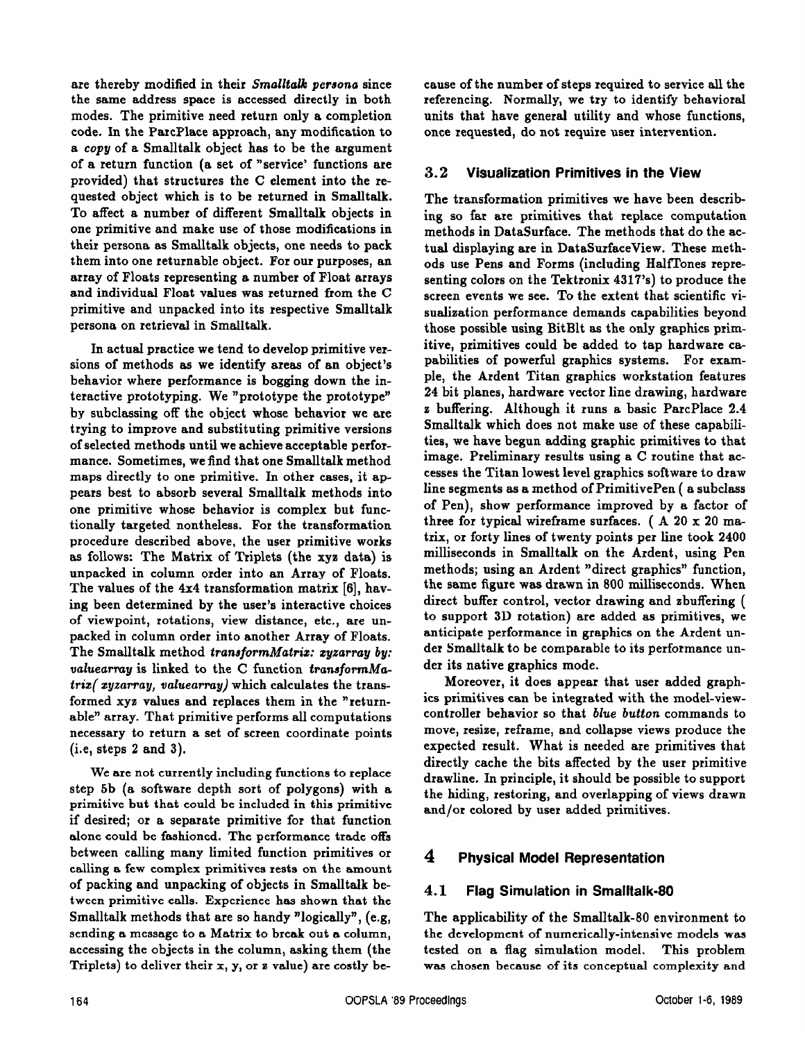are thereby modified in their *Smalltalk persona* since the same address space is accessed directly in both modes. The primitive need return only a completion code. In the ParcPlace approach, any modification to a *copy* of a Smalltalk object has to be the argument of a return function (a set of "service' functions are provided) that structures the C element into the requested object which is to be returned in Smalltalk. To affect a number of different Smalltalk objects in one primitive and make use of those modifications in their persona as Smalltalk objects, one needs to pack them into one returnable object. For our purposes, an array of Floats representing a number of Float arrays and individual Float values was returned from the C primitive and unpacked into its respective Smalltalk persona on retrieval in Smalltalk.

In actual practice we tend to develop primitive versions of methods as we identify areas of an object's behavior where performance is bogging down the interactive prototyping. We "prototype the prototype" by subclassing off the object whose behavior we are trying to improve and substituting primitive versions of selected methods until we achieve acceptable performance. Sometimes, we find that one Smalltalk method maps directly to one primitive. In other cases, it appears best to absorb several Smalltalk methods into one primitive whose behavior is complex but functionally targeted nontheless. For the transformation procedure described above, the user primitive works as follows: The Matrix of Triplets (the xyz data) is unpacked in column order into an Array of Floats. The values of the 4x4 transformation matrix [6], having been determined by the user's interactive choices of viewpoint, rotations, view distance, etc., are unpacked in column order into another Array of Floats. The Smalltalk method *transformMatrix: xyzarray by: valuearray* is linked to the C function *transformMatrix( xyzarray, valuearray)* which calculates the transformed xyz values and replaces them in the "returnable" array. That primitive performs all computations necessary to return a set of screen coordinate points (i.e, steps 2 and 3).

We are not currently including functions to replace step 5b (a software depth sort of polygons) with a primitive but that could be included in this primitive if desired; or a separate primitive for that function alone could be fashioned. The performance trade offs between calling many limited function primitives or calling a few complex primitives rests on the amount of packing and unpacking of objects in Smalltalk between primitive calls. Experience has shown that the Smalltalk methods that are so handy "logically", (e.g, sending a message to a Matrix to break out a column, accessing the objects in the column, asking them (the Triplets) to deliver their x, y, or z value) are costly because of the number of steps required to service all the referencing. Normally, we try to identify behavioral units that have general utility and whose functions, once requested, do not require user intervention.

### 3.2 Visualization Primitives in the View

The transformation primitives we have been describing so far are primitives that replace computation methods in DataSurface. The methods that do the actual displaying are in DataSurfaceView. These methods use Pens and Forms (including HalfTones representing colors on the Tektronix 4317's) to produce the screen events we see. To the extent that scientific visualization performance demands capabilities beyond those possible using BitBlt as the only graphics primitive, primitives could be added to tap hardware capabilities of powerful graphics systems. For example, the Ardent Titan graphics workstation features 24 bit planes, hardware vector line drawing, hardware z buffering. Although it runs a basic ParcPlace 2.4 Smalltalk which does not make use of these capabilities, we have begun adding graphic primitives to that image. Preliminary results using a C routine that accesses the Titan lowest level graphics software to draw line segments as a method of PrimitivePen ( a subclass of Pen), show performance improved by a factor of three for typical wireframe surfaces. ( A 20 x 20 matrix, or forty lines of twenty points per line took 2400 milliseconds in Smalltalk on the Ardent, using Pen methods; using an Ardent "direct graphics" function, the same figure was drawn in 800 milliseconds. When direct buffer control, vector drawing and zbuffering ( to support 3D rotation) are added as primitives, we anticipate performance in graphics on the Ardent under Smalltalk to be comparable to its performance under its native graphics mode.

Moreover, it does appear that user added graphics primitives can be integrated with the model-view-controller behavior so that *blue button* commands to move, resize, reframe, and collapse views produce the expected result. What is needed are primitives that directly cache the bits affected by the user primitive drawline. In principle, it should be possible to support the hiding, restoring, and overlapping of views drawn and/or colored by user added primitives.

## 4 Physical Model Representation

### 4.1 Flag Simulation in Smalltalk-80

The applicability of the Smalltalk-80 environment to the development of numerically-intensive models was tested on a flag simulation model. This problem was chosen because of its conceptual complexity and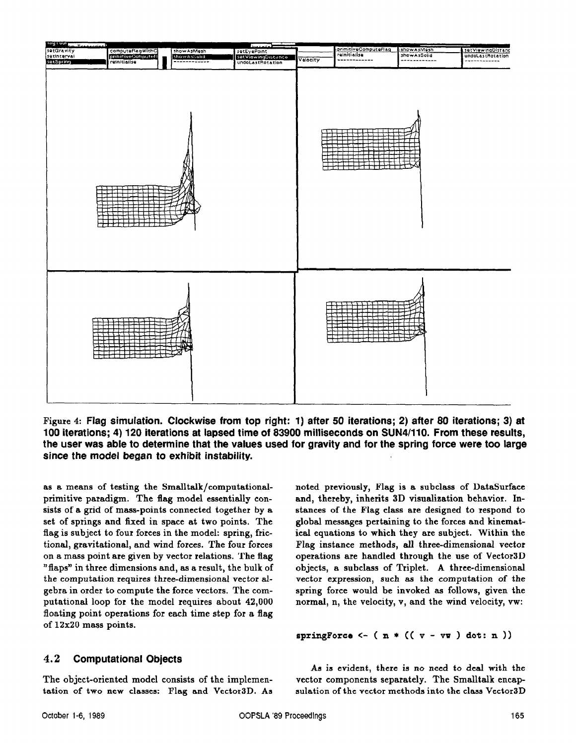Figure 4: **Flag simulation. Clockwise from top right: 1) after 50 iterations; 2) after 80 iterations; 3) at 100 iterations; 4) 120 iterations at lapsed time of 83900 milliseconds on SUN4/110. From these results, the user was able to determine that the values used for gravity and for the spring force were too large since the model began to exhibit instability.**

as a means of testing the Smalltalk/computational-primitive paradigm. The flag model essentially consists of a grid of mass-points connected together by a set of springs and fixed in space at two points. The flag is subject to four forces in the model: spring, frictional, gravitational, and wind forces. The four forces on a mass point are given by vector relations. The flag "flaps" in three dimensions and, as a result, the bulk of the computation requires three-dimensional vector algebra in order to compute the force vectors. The computational loop for the model requires about 42,000 floating point operations for each time step for a flag of 12x20 mass points.

## 4.2 Computational Objects

The object-oriented model consists of the implementation of two new classes: Flag and Vector3D. As noted previously, Flag is a subclass of DataSurface and, thereby, inherits 3D visualization behavior. Instances of the Flag class are designed to respond to global messages pertaining to the forces and kinematical equations to which they are subject. Within the Flag instance methods, all three-dimensional vector operations are handled through the use of Vector3D objects, a subclass of Triplet. A three-dimensional vector expression, such as the computation of the spring force would be invoked as follows, given the normal, n, the velocity, v, and the wind velocity, vw:

```
springForce <- ( n * (( v - vw ) dot: n ))
```

As is evident, there is no need to deal with the vector components separately. The Smalltalk encapsulation of the vector methods into the class Vector3D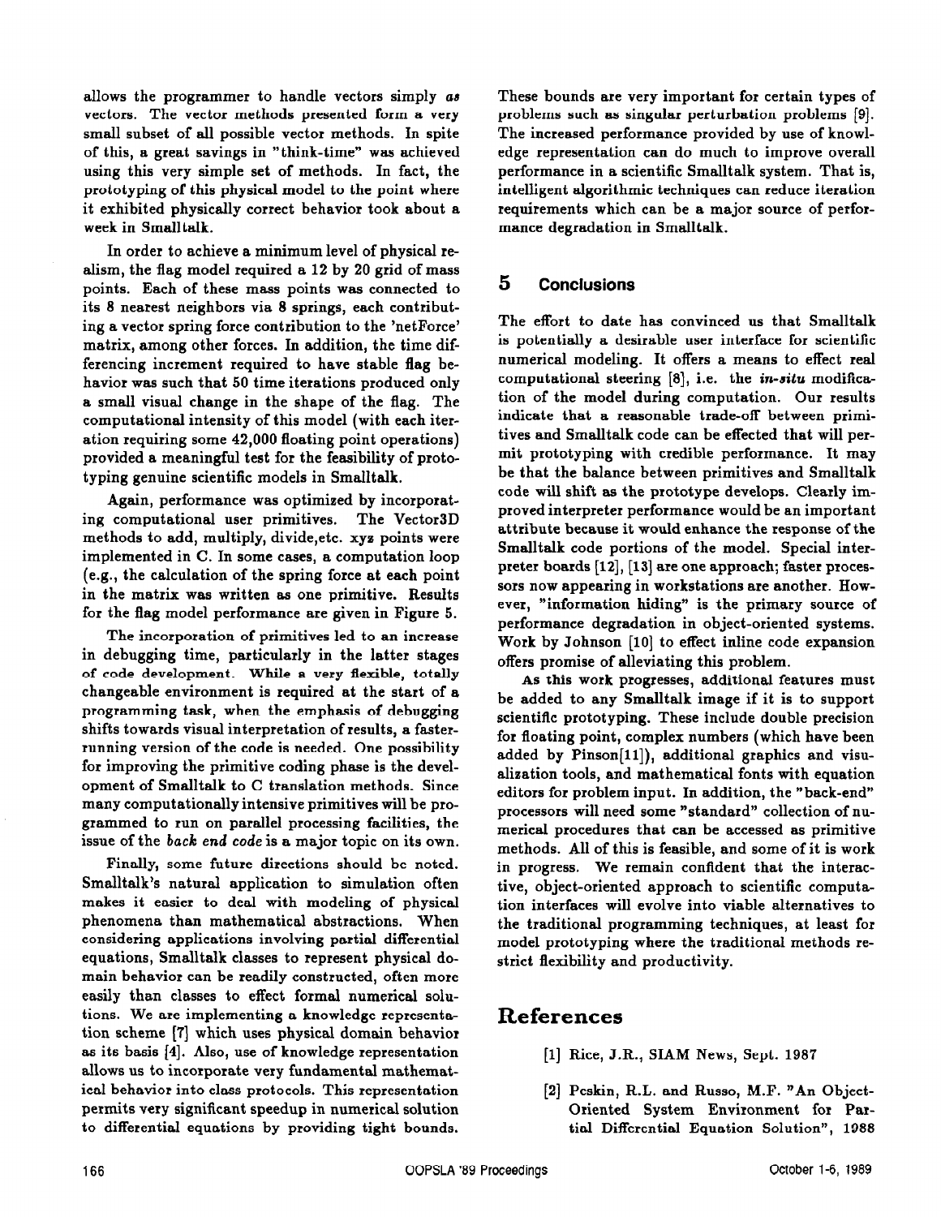allows the programmer to handle vectors simply *as* vectors. The vector methods presented form a very small subset of all possible vector methods. In spite of this, a great savings in "think-time" was achieved using this very simple set of methods. In fact, the prototyping of this physical model to the point where it exhibited physically correct behavior took about a week in Smalltalk.

In order to achieve a minimum level of physical realism, the flag model required a 12 by 20 grid of mass points. Each of these mass points was connected to its 8 nearest neighbors via 8 springs, each contributing a vector spring force contribution to the 'netForce' matrix, among other forces. In addition, the time differencing increment required to have stable flag behavior was such that 50 time iterations produced only a small visual change in the shape of the flag. The computational intensity of this model (with each iteration requiring some 42,000 floating point operations) provided a meaningful test for the feasibility of prototyping genuine scientific models in Smalltalk.

Again, performance was optimized by incorporating computational user primitives. The Vector3D methods to add, multiply, divide,etc. xyz points were implemented in C. In some cases, a computation loop (e.g., the calculation of the spring force at each point in the matrix was written as one primitive. Results for the flag model performance are given in Figure 5.

The incorporation of primitives led to an increase in debugging time, particularly in the latter stages of code development. While a very flexible, totally changeable environment is required at the start of a programming task, when the emphasis of debugging shifts towards visual interpretation of results, a faster-running version of the code is needed. One possibility for improving the primitive coding phase is the development of Smalltalk to C translation methods. Since many computationally intensive primitives will be programmed to run on parallel processing facilities, the issue of the *back end code* is a major topic on its own.

Finally, some future directions should be noted. Smalltalk's natural application to simulation often makes it easier to deal with modeling of physical phenomena than mathematical abstractions. When considering applications involving partial differential equations, Smalltalk classes to represent physical domain behavior can be readily constructed, often more easily than classes to effect formal numerical solutions. We are implementing a knowledge representation scheme [7] which uses physical domain behavior as its basis [4]. Also, use of knowledge representation allows us to incorporate very fundamental mathematical behavior into class protocols. This representation permits very significant speedup in numerical solution to differential equations by providing tight bounds. These bounds are very important for certain types of problems such as singular perturbation problems [9]. The increased performance provided by use of knowledge representation can do much to improve overall performance in a scientific Smalltalk system. That is, intelligent algorithmic techniques can reduce iteration requirements which can be a major source of performance degradation in Smalltalk.

## 5 Conclusions

The effort to date has convinced us that Smalltalk is potentially a desirable user interface for scientific numerical modeling. It offers a means to effect real computational steering [8], i.e. the *in-situ* modification of the model during computation. Our results indicate that a reasonable trade-off between primitives and Smalltalk code can be effected that will permit prototyping with credible performance. It may be that the balance between primitives and Smalltalk code will shift as the prototype develops. Clearly improved interpreter performance would be an important attribute because it would enhance the response of the Smalltalk code portions of the model. Special interpreter boards [12], [13] are one approach; faster processors now appearing in workstations are another. However, "information hiding" is the primary source of performance degradation in object-oriented systems. Work by Johnson [10] to effect inline code expansion offers promise of alleviating this problem.

As this work progresses, additional features must be added to any Smalltalk image if it is to support scientific prototyping. These include double precision for floating point, complex numbers (which have been added by Pinson[11]), additional graphics and visualization tools, and mathematical fonts with equation editors for problem input. In addition, the "back-end" processors will need some "standard" collection of numerical procedures that can be accessed as primitive methods. All of this is feasible, and some of it is work in progress. We remain confident that the interactive, object-oriented approach to scientific computation interfaces will evolve into viable alternatives to the traditional programming techniques, at least for model prototyping where the traditional methods restrict flexibility and productivity.

# References

[1] Rice, J.R., SIAM News, Sept. 1987

[2] Peskin, R.L. and Russo, M.F. "An Object-Oriented System Environment for Partial Differential Equation Solution", 1988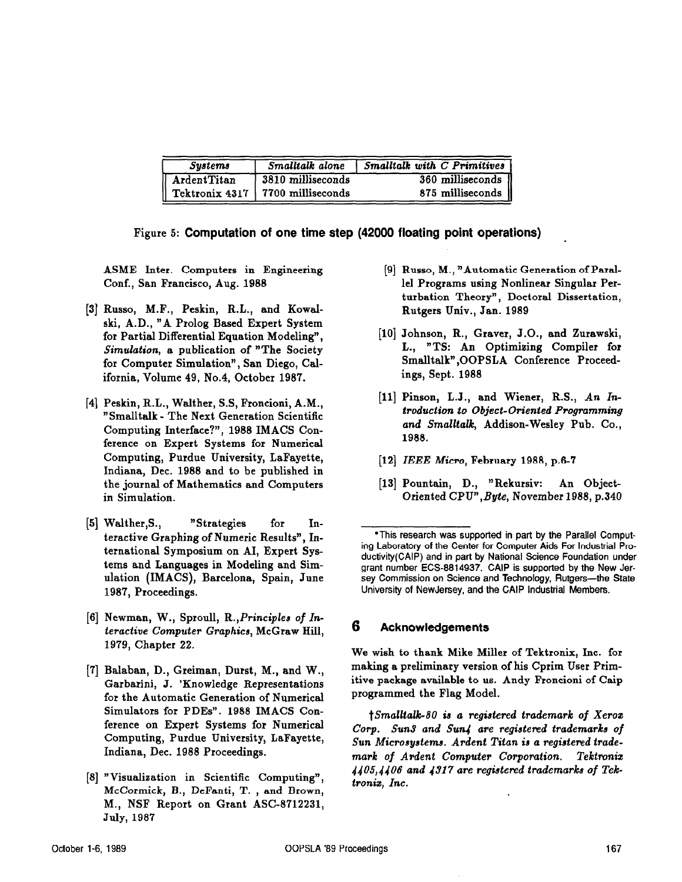| *Systems* | *Smalltalk alone* | *Smalltalk with C Primitives* |
|---|---|---|
| ArdentTitan | 3810 milliseconds | 360 milliseconds |
| Tektronix 4317 | 7700 milliseconds | 875 milliseconds |

Figure 5: **Computation of one time step (42000 floating point operations)**

ASME Inter. Computers in Engineering Conf., San Francisco, Aug. 1988

[3] Russo, M.F., Peskin, R.L., and Kowalski, A.D., "A Prolog Based Expert System for Partial Differential Equation Modeling", *Simulation*, a publication of "The Society for Computer Simulation", San Diego, California, Volume 49, No.4, October 1987.

[4] Peskin, R.L., Walther, S.S, Froncioni, A.M., "Smalltalk - The Next Generation Scientific Computing Interface?", 1988 IMACS Conference on Expert Systems for Numerical Computing, Purdue University, LaFayette, Indiana, Dec. 1988 and to be published in the journal of Mathematics and Computers in Simulation.

[5] Walther,S., "Strategies for Interactive Graphing of Numeric Results", International Symposium on AI, Expert Systems and Languages in Modeling and Simulation (IMACS), Barcelona, Spain, June 1987, Proceedings.

[6] Newman, W., Sproull, R.,*Principles of Interactive Computer Graphics*, McGraw Hill, 1979, Chapter 22.

[7] Balaban, D., Greiman, Durst, M., and W., Garbarini, J. 'Knowledge Representations for the Automatic Generation of Numerical Simulators for PDEs". 1988 IMACS Conference on Expert Systems for Numerical Computing, Purdue University, LaFayette, Indiana, Dec. 1988 Proceedings.

[8] "Visualization in Scientific Computing", McCormick, B., DeFanti, T. , and Brown, M., NSF Report on Grant ASC-8712231, July, 1987

[9] Russo, M., "Automatic Generation of Parallel Programs using Nonlinear Singular Perturbation Theory", Doctoral Dissertation, Rutgers Univ., Jan. 1989

[10] Johnson, R., Graver, J.O., and Zurawski, L., "TS: An Optimizing Compiler for Smalltalk",OOPSLA Conference Proceedings, Sept. 1988

[11] Pinson, L.J., and Wiener, R.S., *An Introduction to Object-Oriented Programming and Smalltalk*, Addison-Wesley Pub. Co., 1988.

[12] *IEEE Micro*, February 1988, p.6-7

[13] Pountain, D., "Rekursiv: An Object-Oriented CPU",*Byte*, November 1988, p.340

*This research was supported in part by the Parallel Computing Laboratory of the Center for Computer Aids For Industrial Productivity(CAIP) and in part by National Science Foundation under grant number ECS-8814937. CAIP is supported by the New Jersey Commission on Science and Technology, Rutgers—the State University of NewJersey, and the CAIP Industrial Members.

## 6 Acknowledgements

We wish to thank Mike Miller of Tektronix, Inc. for making a preliminary version of his Cprim User Primitive package available to us. Andy Froncioni of Caip programmed the Flag Model.

*†Smalltalk-80 is a registered trademark of Xerox Corp. Sun3 and Sun4 are registered trademarks of Sun Microsystems. Ardent Titan is a registered trademark of Ardent Computer Corporation. Tektronix 4405,4406 and 4317 are registered trademarks of Tektronix, Inc.*